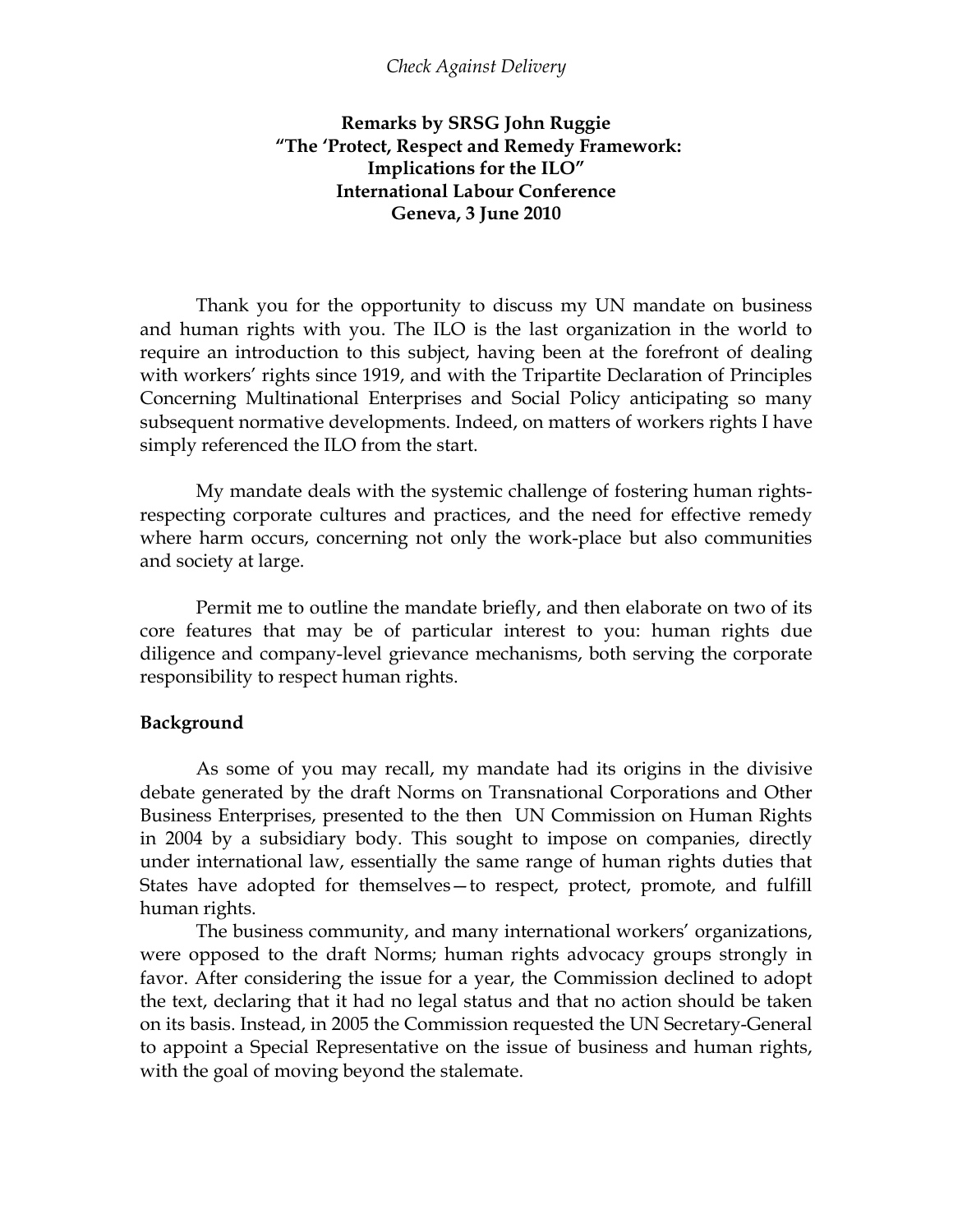*Check Against Delivery*

**Remarks by SRSG John Ruggie**
**"The 'Protect, Respect and Remedy Framework:**
**Implications for the ILO"**
**International Labour Conference**
**Geneva, 3 June 2010**

Thank you for the opportunity to discuss my UN mandate on business and human rights with you. The ILO is the last organization in the world to require an introduction to this subject, having been at the forefront of dealing with workers' rights since 1919, and with the Tripartite Declaration of Principles Concerning Multinational Enterprises and Social Policy anticipating so many subsequent normative developments. Indeed, on matters of workers rights I have simply referenced the ILO from the start.

My mandate deals with the systemic challenge of fostering human rights-respecting corporate cultures and practices, and the need for effective remedy where harm occurs, concerning not only the work-place but also communities and society at large.

Permit me to outline the mandate briefly, and then elaborate on two of its core features that may be of particular interest to you: human rights due diligence and company-level grievance mechanisms, both serving the corporate responsibility to respect human rights.

**Background**

As some of you may recall, my mandate had its origins in the divisive debate generated by the draft Norms on Transnational Corporations and Other Business Enterprises, presented to the then UN Commission on Human Rights in 2004 by a subsidiary body. This sought to impose on companies, directly under international law, essentially the same range of human rights duties that States have adopted for themselves—to respect, protect, promote, and fulfill human rights.

The business community, and many international workers' organizations, were opposed to the draft Norms; human rights advocacy groups strongly in favor. After considering the issue for a year, the Commission declined to adopt the text, declaring that it had no legal status and that no action should be taken on its basis. Instead, in 2005 the Commission requested the UN Secretary-General to appoint a Special Representative on the issue of business and human rights, with the goal of moving beyond the stalemate.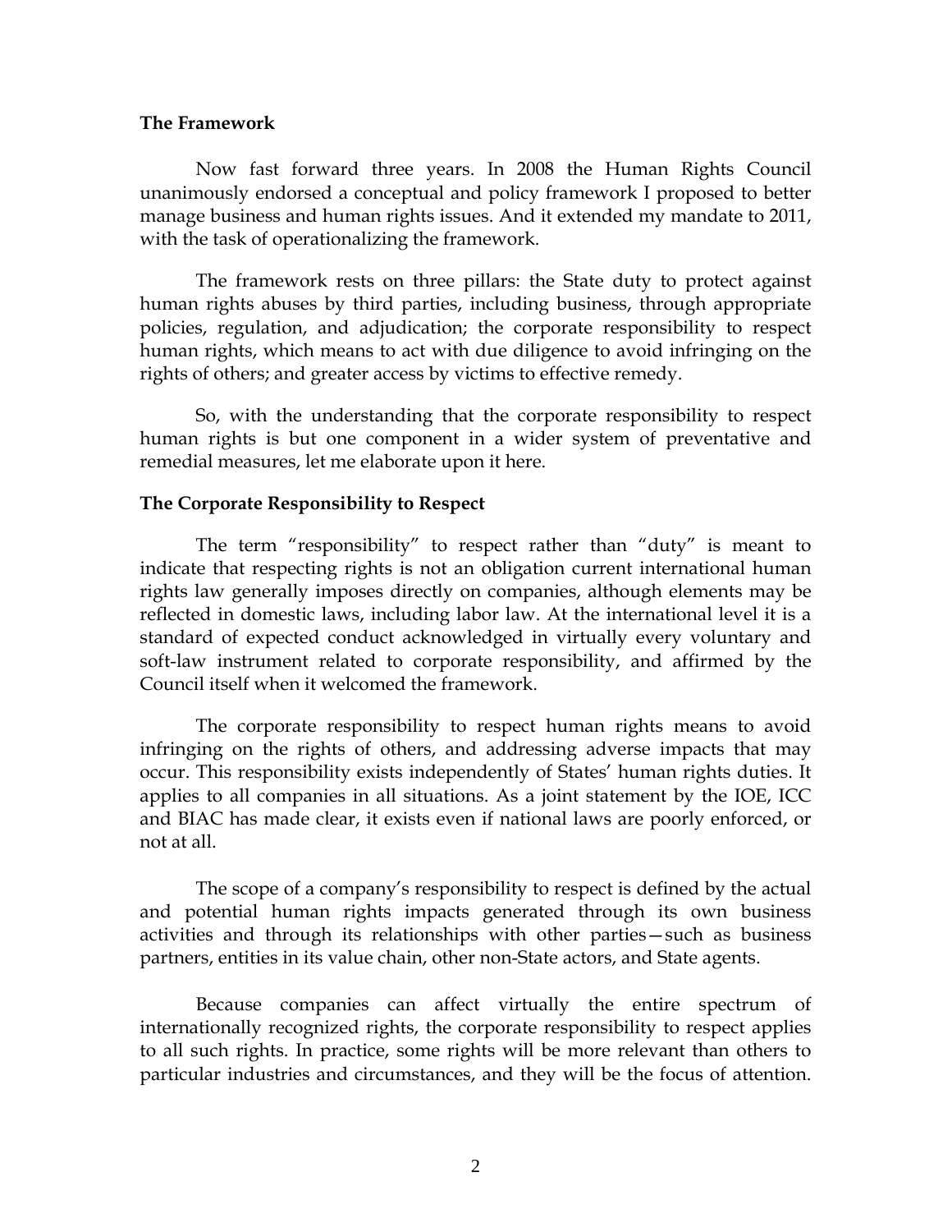**The Framework**

Now fast forward three years. In 2008 the Human Rights Council unanimously endorsed a conceptual and policy framework I proposed to better manage business and human rights issues. And it extended my mandate to 2011, with the task of operationalizing the framework.

The framework rests on three pillars: the State duty to protect against human rights abuses by third parties, including business, through appropriate policies, regulation, and adjudication; the corporate responsibility to respect human rights, which means to act with due diligence to avoid infringing on the rights of others; and greater access by victims to effective remedy.

So, with the understanding that the corporate responsibility to respect human rights is but one component in a wider system of preventative and remedial measures, let me elaborate upon it here.

**The Corporate Responsibility to Respect**

The term "responsibility" to respect rather than "duty" is meant to indicate that respecting rights is not an obligation current international human rights law generally imposes directly on companies, although elements may be reflected in domestic laws, including labor law. At the international level it is a standard of expected conduct acknowledged in virtually every voluntary and soft-law instrument related to corporate responsibility, and affirmed by the Council itself when it welcomed the framework.

The corporate responsibility to respect human rights means to avoid infringing on the rights of others, and addressing adverse impacts that may occur. This responsibility exists independently of States' human rights duties. It applies to all companies in all situations. As a joint statement by the IOE, ICC and BIAC has made clear, it exists even if national laws are poorly enforced, or not at all.

The scope of a company's responsibility to respect is defined by the actual and potential human rights impacts generated through its own business activities and through its relationships with other parties—such as business partners, entities in its value chain, other non-State actors, and State agents.

Because companies can affect virtually the entire spectrum of internationally recognized rights, the corporate responsibility to respect applies to all such rights. In practice, some rights will be more relevant than others to particular industries and circumstances, and they will be the focus of attention.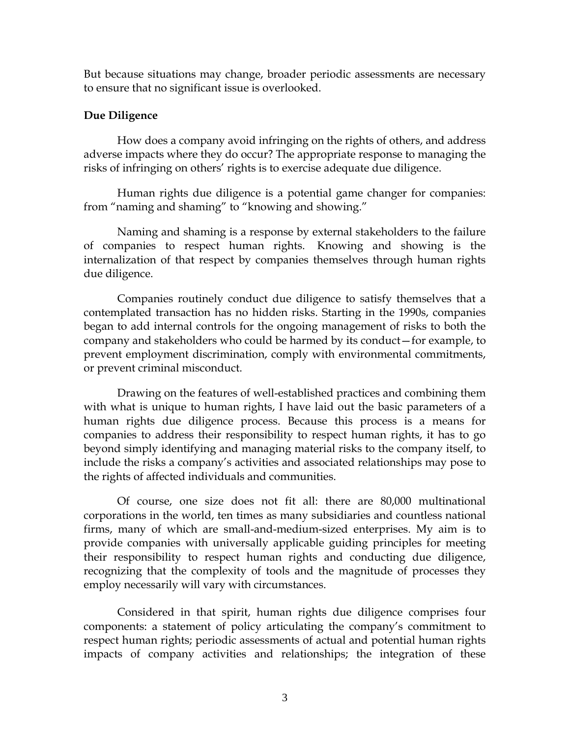But because situations may change, broader periodic assessments are necessary to ensure that no significant issue is overlooked.

**Due Diligence**

How does a company avoid infringing on the rights of others, and address adverse impacts where they do occur? The appropriate response to managing the risks of infringing on others' rights is to exercise adequate due diligence.

Human rights due diligence is a potential game changer for companies: from "naming and shaming" to "knowing and showing."

Naming and shaming is a response by external stakeholders to the failure of companies to respect human rights. Knowing and showing is the internalization of that respect by companies themselves through human rights due diligence.

Companies routinely conduct due diligence to satisfy themselves that a contemplated transaction has no hidden risks. Starting in the 1990s, companies began to add internal controls for the ongoing management of risks to both the company and stakeholders who could be harmed by its conduct—for example, to prevent employment discrimination, comply with environmental commitments, or prevent criminal misconduct.

Drawing on the features of well-established practices and combining them with what is unique to human rights, I have laid out the basic parameters of a human rights due diligence process. Because this process is a means for companies to address their responsibility to respect human rights, it has to go beyond simply identifying and managing material risks to the company itself, to include the risks a company's activities and associated relationships may pose to the rights of affected individuals and communities.

Of course, one size does not fit all: there are 80,000 multinational corporations in the world, ten times as many subsidiaries and countless national firms, many of which are small-and-medium-sized enterprises. My aim is to provide companies with universally applicable guiding principles for meeting their responsibility to respect human rights and conducting due diligence, recognizing that the complexity of tools and the magnitude of processes they employ necessarily will vary with circumstances.

Considered in that spirit, human rights due diligence comprises four components: a statement of policy articulating the company's commitment to respect human rights; periodic assessments of actual and potential human rights impacts of company activities and relationships; the integration of these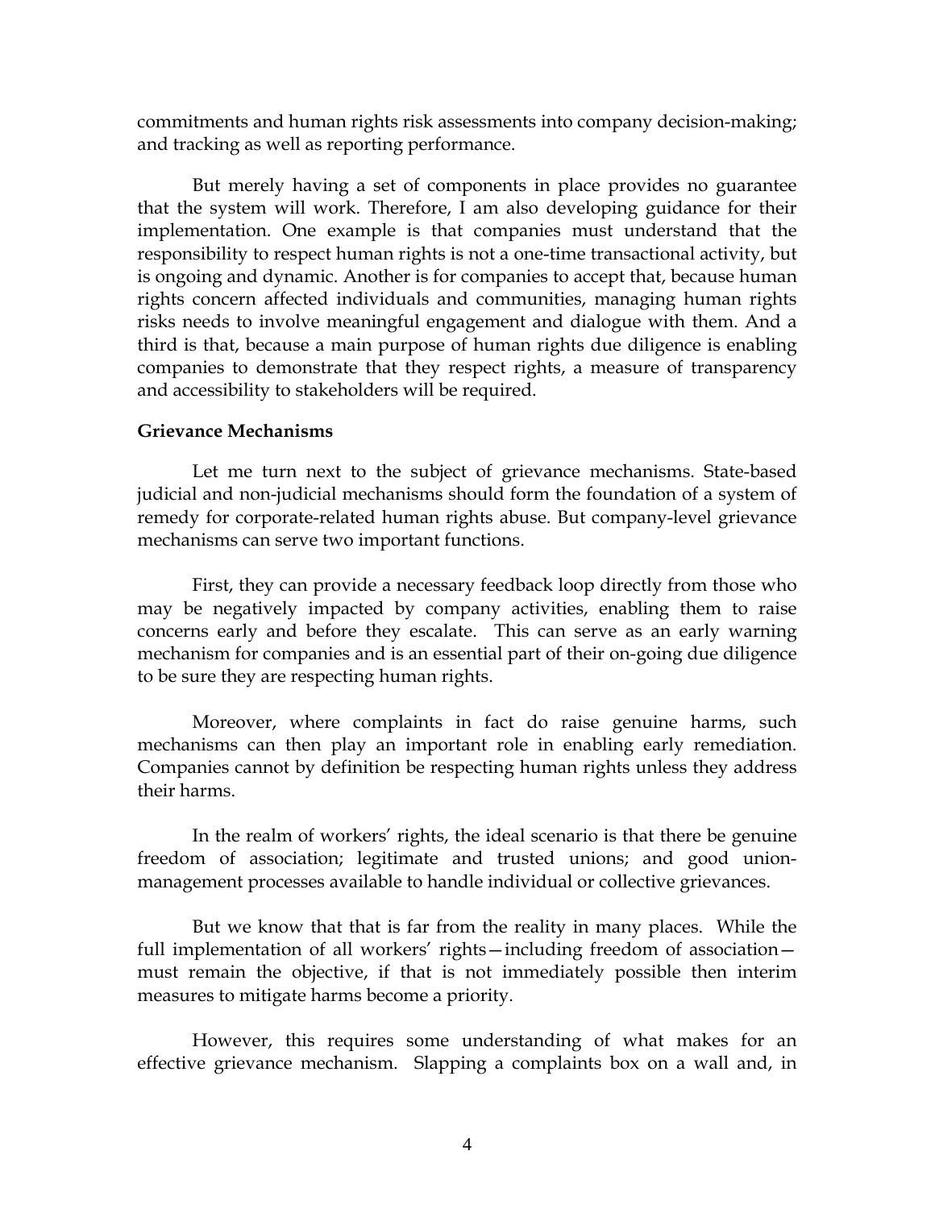commitments and human rights risk assessments into company decision-making; and tracking as well as reporting performance.

But merely having a set of components in place provides no guarantee that the system will work. Therefore, I am also developing guidance for their implementation. One example is that companies must understand that the responsibility to respect human rights is not a one-time transactional activity, but is ongoing and dynamic. Another is for companies to accept that, because human rights concern affected individuals and communities, managing human rights risks needs to involve meaningful engagement and dialogue with them. And a third is that, because a main purpose of human rights due diligence is enabling companies to demonstrate that they respect rights, a measure of transparency and accessibility to stakeholders will be required.

**Grievance Mechanisms**

Let me turn next to the subject of grievance mechanisms. State-based judicial and non-judicial mechanisms should form the foundation of a system of remedy for corporate-related human rights abuse. But company-level grievance mechanisms can serve two important functions.

First, they can provide a necessary feedback loop directly from those who may be negatively impacted by company activities, enabling them to raise concerns early and before they escalate. This can serve as an early warning mechanism for companies and is an essential part of their on-going due diligence to be sure they are respecting human rights.

Moreover, where complaints in fact do raise genuine harms, such mechanisms can then play an important role in enabling early remediation. Companies cannot by definition be respecting human rights unless they address their harms.

In the realm of workers' rights, the ideal scenario is that there be genuine freedom of association; legitimate and trusted unions; and good union-management processes available to handle individual or collective grievances.

But we know that that is far from the reality in many places. While the full implementation of all workers' rights—including freedom of association—must remain the objective, if that is not immediately possible then interim measures to mitigate harms become a priority.

However, this requires some understanding of what makes for an effective grievance mechanism. Slapping a complaints box on a wall and, in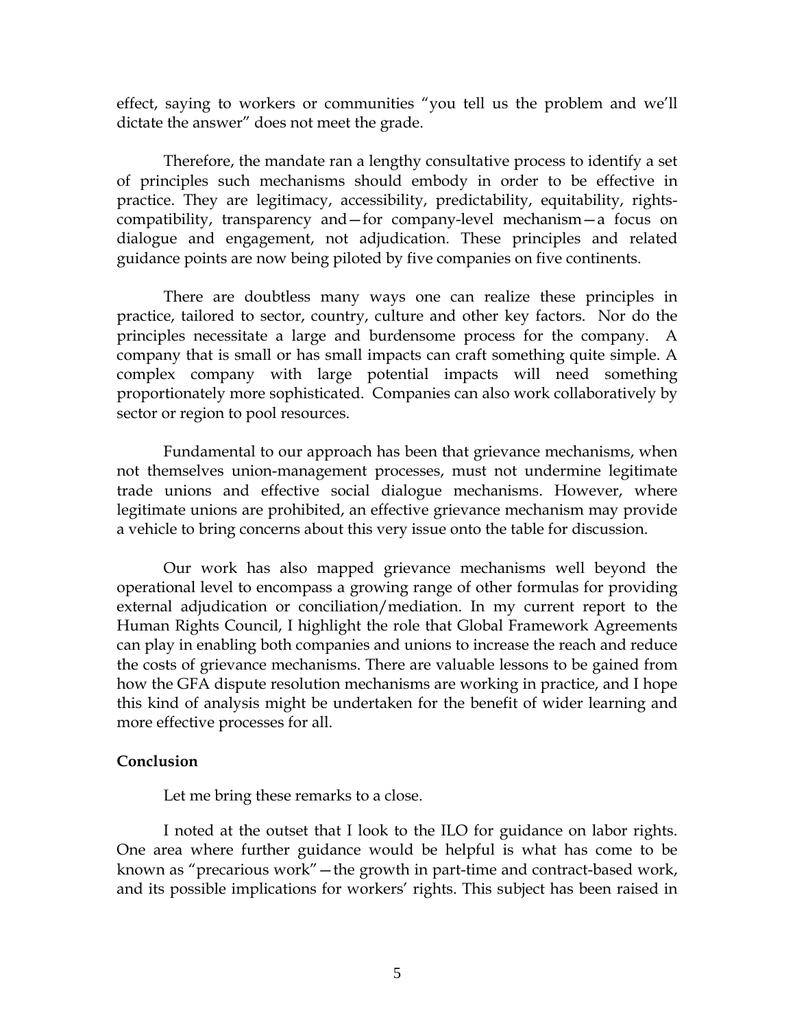effect, saying to workers or communities "you tell us the problem and we'll dictate the answer" does not meet the grade.

Therefore, the mandate ran a lengthy consultative process to identify a set of principles such mechanisms should embody in order to be effective in practice. They are legitimacy, accessibility, predictability, equitability, rights-compatibility, transparency and—for company-level mechanism—a focus on dialogue and engagement, not adjudication. These principles and related guidance points are now being piloted by five companies on five continents.

There are doubtless many ways one can realize these principles in practice, tailored to sector, country, culture and other key factors. Nor do the principles necessitate a large and burdensome process for the company. A company that is small or has small impacts can craft something quite simple. A complex company with large potential impacts will need something proportionately more sophisticated. Companies can also work collaboratively by sector or region to pool resources.

Fundamental to our approach has been that grievance mechanisms, when not themselves union-management processes, must not undermine legitimate trade unions and effective social dialogue mechanisms. However, where legitimate unions are prohibited, an effective grievance mechanism may provide a vehicle to bring concerns about this very issue onto the table for discussion.

Our work has also mapped grievance mechanisms well beyond the operational level to encompass a growing range of other formulas for providing external adjudication or conciliation/mediation. In my current report to the Human Rights Council, I highlight the role that Global Framework Agreements can play in enabling both companies and unions to increase the reach and reduce the costs of grievance mechanisms. There are valuable lessons to be gained from how the GFA dispute resolution mechanisms are working in practice, and I hope this kind of analysis might be undertaken for the benefit of wider learning and more effective processes for all.

**Conclusion**

Let me bring these remarks to a close.

I noted at the outset that I look to the ILO for guidance on labor rights. One area where further guidance would be helpful is what has come to be known as "precarious work"—the growth in part-time and contract-based work, and its possible implications for workers' rights. This subject has been raised in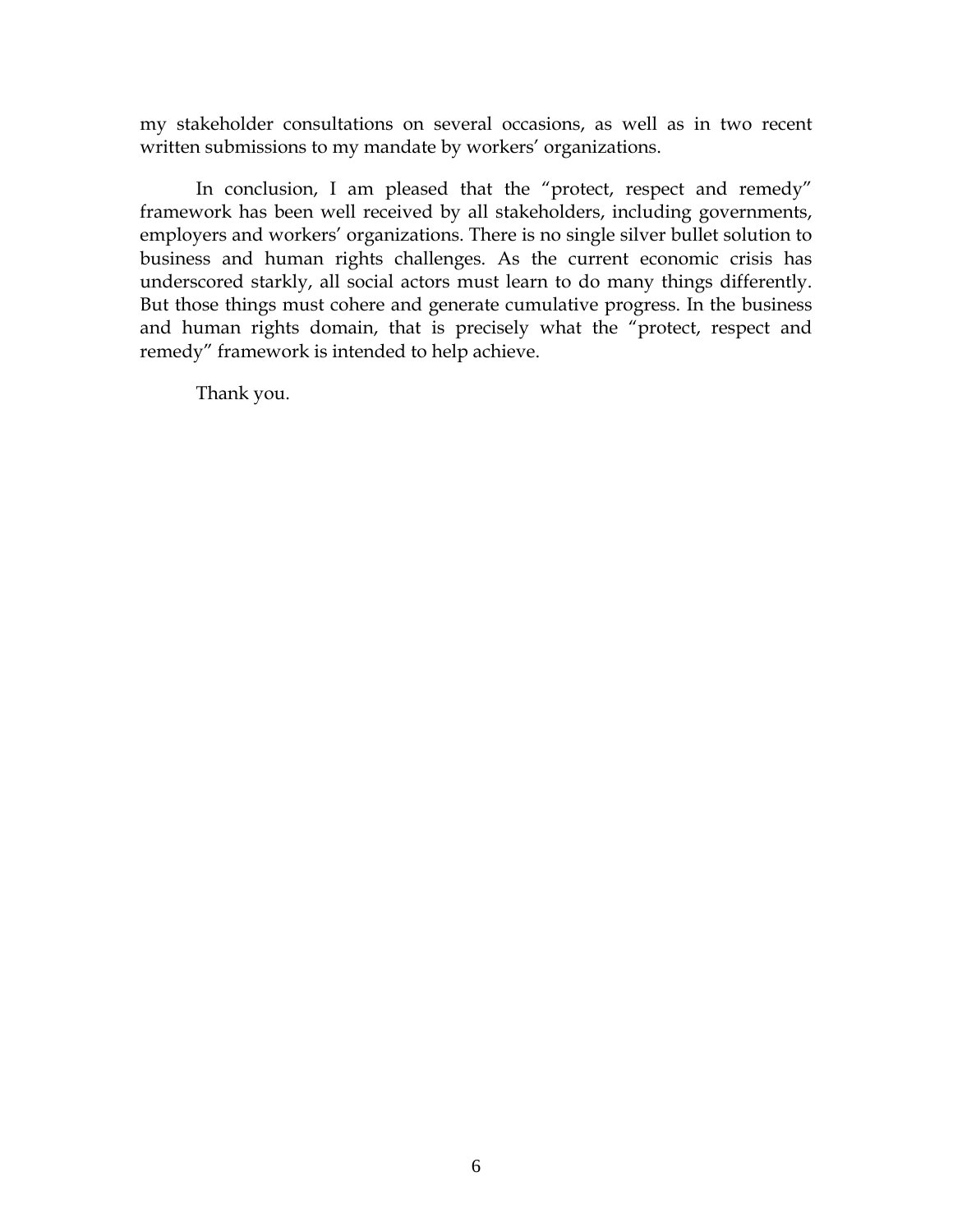my stakeholder consultations on several occasions, as well as in two recent written submissions to my mandate by workers' organizations.

In conclusion, I am pleased that the "protect, respect and remedy" framework has been well received by all stakeholders, including governments, employers and workers' organizations. There is no single silver bullet solution to business and human rights challenges. As the current economic crisis has underscored starkly, all social actors must learn to do many things differently. But those things must cohere and generate cumulative progress. In the business and human rights domain, that is precisely what the "protect, respect and remedy" framework is intended to help achieve.

Thank you.